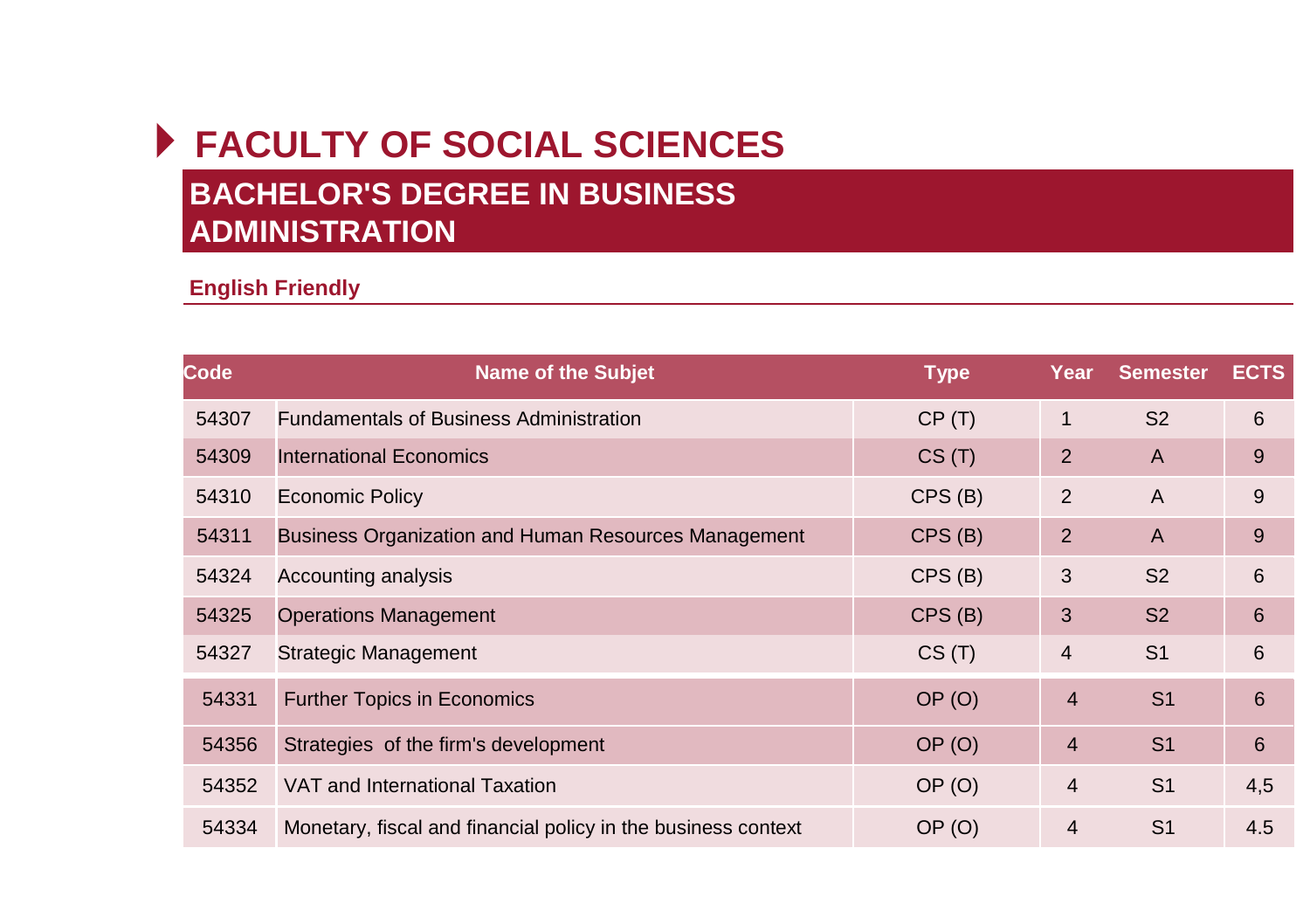# FACULTY OF SOCIAL SCIENCES

## BACHELOR'S DEGREE IN BUSINESS ADMINISTRATION

### English Friendly

| Code | Name of the Subjet | Type | Year | Semester | ECTS |
|---|---|---|---|---|---|
| 54307 | Fundamentals of Business Administration | CP (T) | 1 | S2 | 6 |
| 54309 | International Economics | CS (T) | 2 | A | 9 |
| 54310 | Economic Policy | CPS (B) | 2 | A | 9 |
| 54311 | Business Organization and Human Resources Management | CPS (B) | 2 | A | 9 |
| 54324 | Accounting analysis | CPS (B) | 3 | S2 | 6 |
| 54325 | Operations Management | CPS (B) | 3 | S2 | 6 |
| 54327 | Strategic Management | CS (T) | 4 | S1 | 6 |
| 54331 | Further Topics in Economics | OP (O) | 4 | S1 | 6 |
| 54356 | Strategies of the firm's development | OP (O) | 4 | S1 | 6 |
| 54352 | VAT and International Taxation | OP (O) | 4 | S1 | 4,5 |
| 54334 | Monetary, fiscal and financial policy in the business context | OP (O) | 4 | S1 | 4.5 |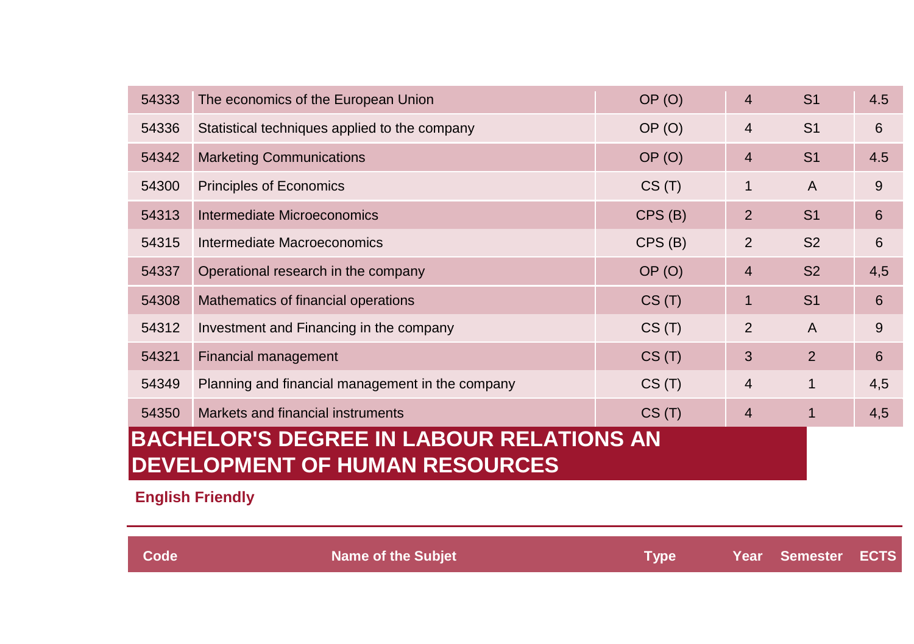| | | | | | |
|---|---|---|---|---|---|
| 54333 | The economics of the European Union | OP (O) | 4 | S1 | 4.5 |
| 54336 | Statistical techniques applied to the company | OP (O) | 4 | S1 | 6 |
| 54342 | Marketing Communications | OP (O) | 4 | S1 | 4.5 |
| 54300 | Principles of Economics | CS (T) | 1 | A | 9 |
| 54313 | Intermediate Microeconomics | CPS (B) | 2 | S1 | 6 |
| 54315 | Intermediate Macroeconomics | CPS (B) | 2 | S2 | 6 |
| 54337 | Operational research in the company | OP (O) | 4 | S2 | 4,5 |
| 54308 | Mathematics of financial operations | CS (T) | 1 | S1 | 6 |
| 54312 | Investment and Financing in the company | CS (T) | 2 | A | 9 |
| 54321 | Financial management | CS (T) | 3 | 2 | 6 |
| 54349 | Planning and financial management in the company | CS (T) | 4 | 1 | 4,5 |
| 54350 | Markets and financial instruments | CS (T) | 4 | 1 | 4,5 |

# BACHELOR'S DEGREE IN LABOUR RELATIONS AN DEVELOPMENT OF HUMAN RESOURCES

**English Friendly**

| Code | Name of the Subjet | Type | Year | Semester | ECTS |
|---|---|---|---|---|---|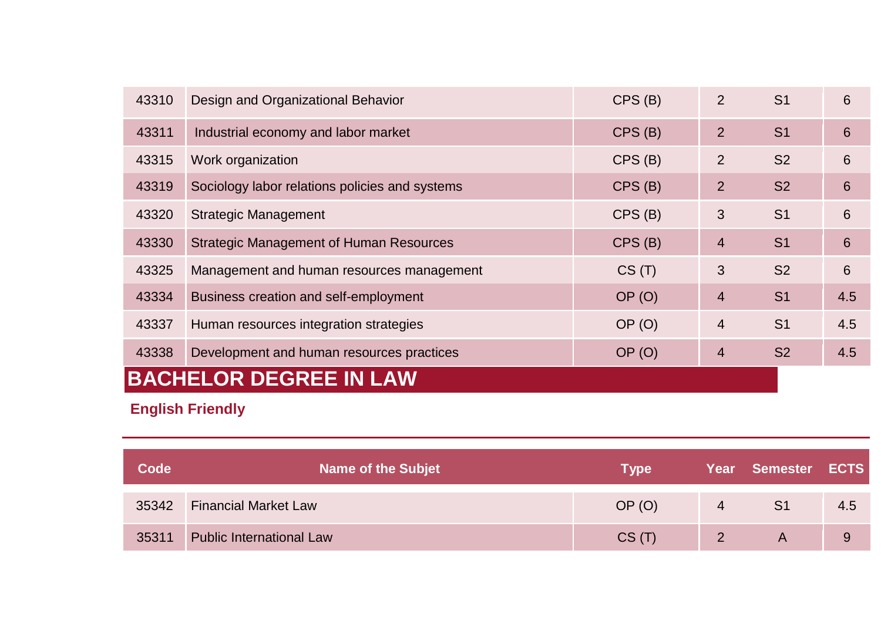| 43310 | Design and Organizational Behavior | CPS (B) | 2 | S1 | 6 |
|---|---|---|---|---|---|
| 43311 | Industrial economy and labor market | CPS (B) | 2 | S1 | 6 |
| 43315 | Work organization | CPS (B) | 2 | S2 | 6 |
| 43319 | Sociology labor relations policies and systems | CPS (B) | 2 | S2 | 6 |
| 43320 | Strategic Management | CPS (B) | 3 | S1 | 6 |
| 43330 | Strategic Management of Human Resources | CPS (B) | 4 | S1 | 6 |
| 43325 | Management and human resources management | CS (T) | 3 | S2 | 6 |
| 43334 | Business creation and self-employment | OP (O) | 4 | S1 | 4.5 |
| 43337 | Human resources integration strategies | OP (O) | 4 | S1 | 4.5 |
| 43338 | Development and human resources practices | OP (O) | 4 | S2 | 4.5 |

## BACHELOR DEGREE IN LAW

**English Friendly**

| Code | Name of the Subjet | Type | Year | Semester | ECTS |
|---|---|---|---|---|---|
| 35342 | Financial Market Law | OP (O) | 4 | S1 | 4.5 |
| 35311 | Public International Law | CS (T) | 2 | A | 9 |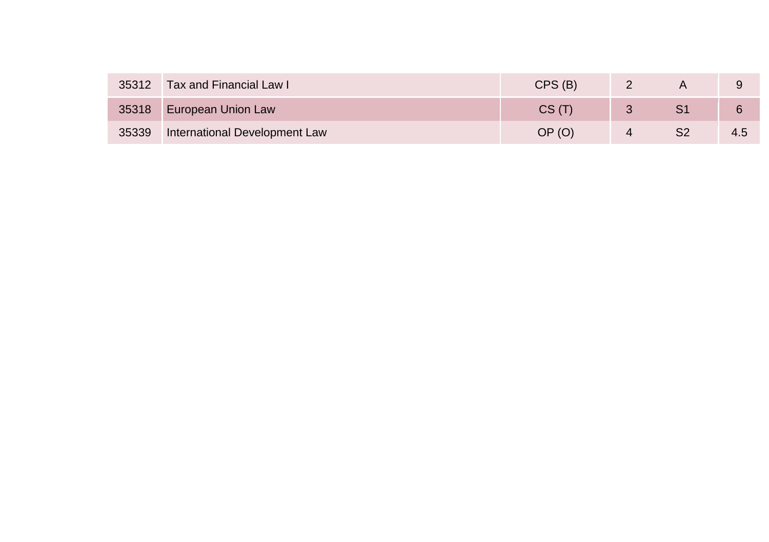| | | | | | |
|---|---|---|---|---|---|
| 35312 | Tax and Financial Law I | CPS (B) | 2 | A | 9 |
| 35318 | European Union Law | CS (T) | 3 | S1 | 6 |
| 35339 | International Development Law | OP (O) | 4 | S2 | 4.5 |